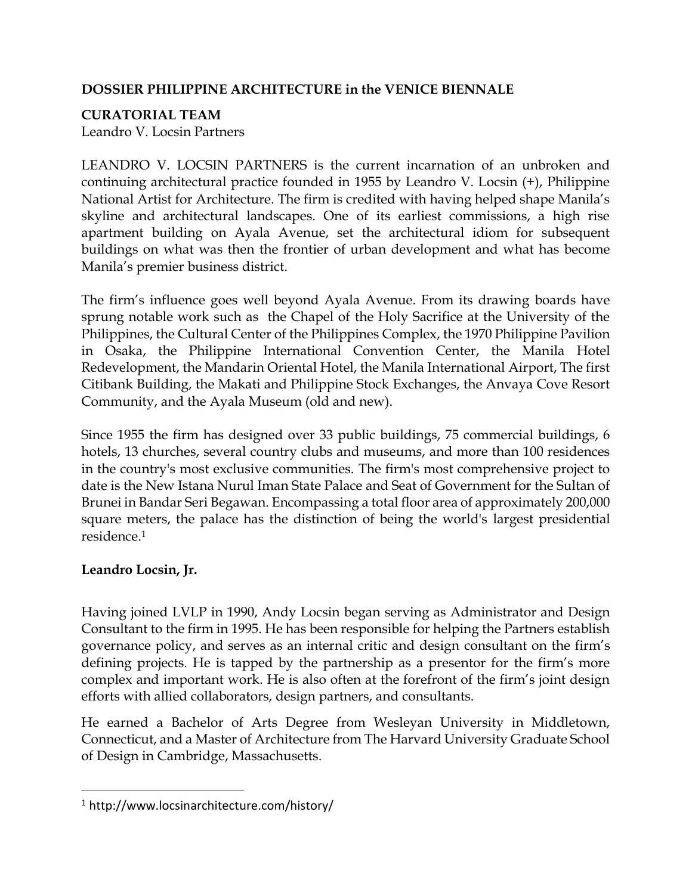**DOSSIER PHILIPPINE ARCHITECTURE in the VENICE BIENNALE**

**CURATORIAL TEAM**
Leandro V. Locsin Partners

LEANDRO V. LOCSIN PARTNERS is the current incarnation of an unbroken and continuing architectural practice founded in 1955 by Leandro V. Locsin (+), Philippine National Artist for Architecture. The firm is credited with having helped shape Manila's skyline and architectural landscapes. One of its earliest commissions, a high rise apartment building on Ayala Avenue, set the architectural idiom for subsequent buildings on what was then the frontier of urban development and what has become Manila's premier business district.

The firm's influence goes well beyond Ayala Avenue. From its drawing boards have sprung notable work such as the Chapel of the Holy Sacrifice at the University of the Philippines, the Cultural Center of the Philippines Complex, the 1970 Philippine Pavilion in Osaka, the Philippine International Convention Center, the Manila Hotel Redevelopment, the Mandarin Oriental Hotel, the Manila International Airport, The first Citibank Building, the Makati and Philippine Stock Exchanges, the Anvaya Cove Resort Community, and the Ayala Museum (old and new).

Since 1955 the firm has designed over 33 public buildings, 75 commercial buildings, 6 hotels, 13 churches, several country clubs and museums, and more than 100 residences in the country's most exclusive communities. The firm's most comprehensive project to date is the New Istana Nurul Iman State Palace and Seat of Government for the Sultan of Brunei in Bandar Seri Begawan. Encompassing a total floor area of approximately 200,000 square meters, the palace has the distinction of being the world's largest presidential residence.[1]

**Leandro Locsin, Jr.**

Having joined LVLP in 1990, Andy Locsin began serving as Administrator and Design Consultant to the firm in 1995. He has been responsible for helping the Partners establish governance policy, and serves as an internal critic and design consultant on the firm's defining projects. He is tapped by the partnership as a presentor for the firm's more complex and important work. He is also often at the forefront of the firm's joint design efforts with allied collaborators, design partners, and consultants.

He earned a Bachelor of Arts Degree from Wesleyan University in Middletown, Connecticut, and a Master of Architecture from The Harvard University Graduate School of Design in Cambridge, Massachusetts.

---

[1] http://www.locsinarchitecture.com/history/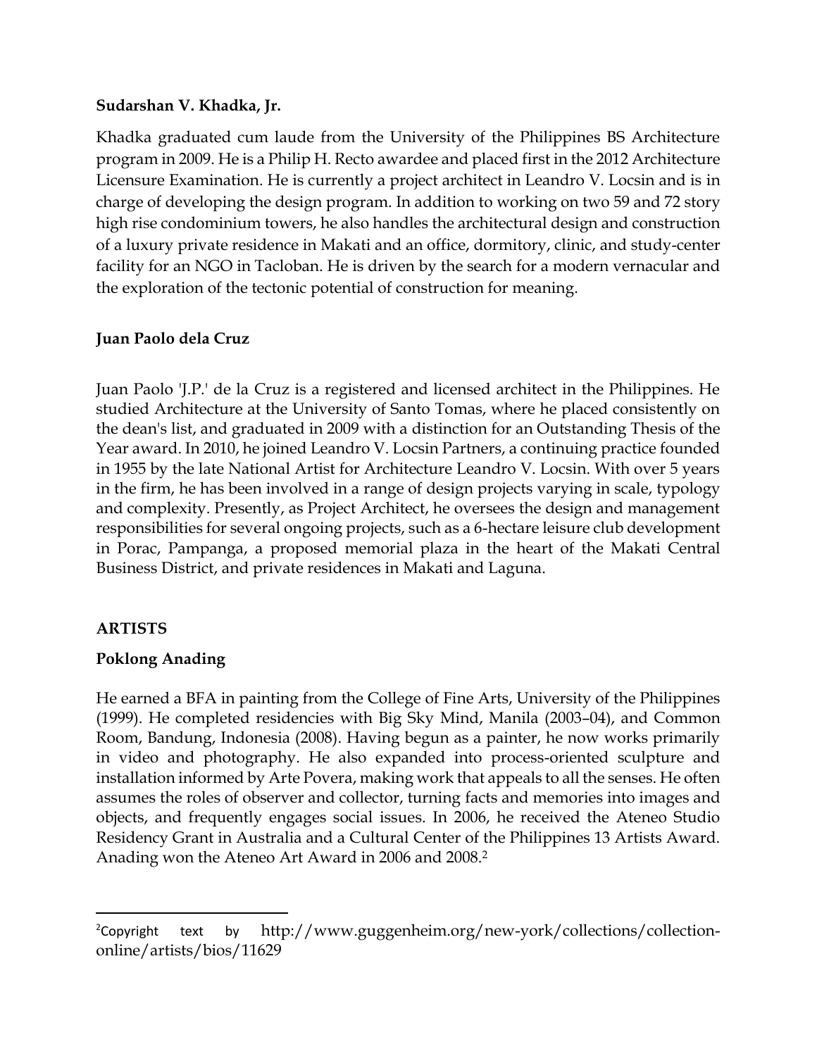**Sudarshan V. Khadka, Jr.**

Khadka graduated cum laude from the University of the Philippines BS Architecture program in 2009. He is a Philip H. Recto awardee and placed first in the 2012 Architecture Licensure Examination. He is currently a project architect in Leandro V. Locsin and is in charge of developing the design program. In addition to working on two 59 and 72 story high rise condominium towers, he also handles the architectural design and construction of a luxury private residence in Makati and an office, dormitory, clinic, and study-center facility for an NGO in Tacloban. He is driven by the search for a modern vernacular and the exploration of the tectonic potential of construction for meaning.

**Juan Paolo dela Cruz**

Juan Paolo 'J.P.' de la Cruz is a registered and licensed architect in the Philippines. He studied Architecture at the University of Santo Tomas, where he placed consistently on the dean's list, and graduated in 2009 with a distinction for an Outstanding Thesis of the Year award. In 2010, he joined Leandro V. Locsin Partners, a continuing practice founded in 1955 by the late National Artist for Architecture Leandro V. Locsin. With over 5 years in the firm, he has been involved in a range of design projects varying in scale, typology and complexity. Presently, as Project Architect, he oversees the design and management responsibilities for several ongoing projects, such as a 6-hectare leisure club development in Porac, Pampanga, a proposed memorial plaza in the heart of the Makati Central Business District, and private residences in Makati and Laguna.

**ARTISTS**

**Poklong Anading**

He earned a BFA in painting from the College of Fine Arts, University of the Philippines (1999). He completed residencies with Big Sky Mind, Manila (2003–04), and Common Room, Bandung, Indonesia (2008). Having begun as a painter, he now works primarily in video and photography. He also expanded into process-oriented sculpture and installation informed by Arte Povera, making work that appeals to all the senses. He often assumes the roles of observer and collector, turning facts and memories into images and objects, and frequently engages social issues. In 2006, he received the Ateneo Studio Residency Grant in Australia and a Cultural Center of the Philippines 13 Artists Award. Anading won the Ateneo Art Award in 2006 and 2008.[2]

---

[2] Copyright text by http://www.guggenheim.org/new-york/collections/collection-online/artists/bios/11629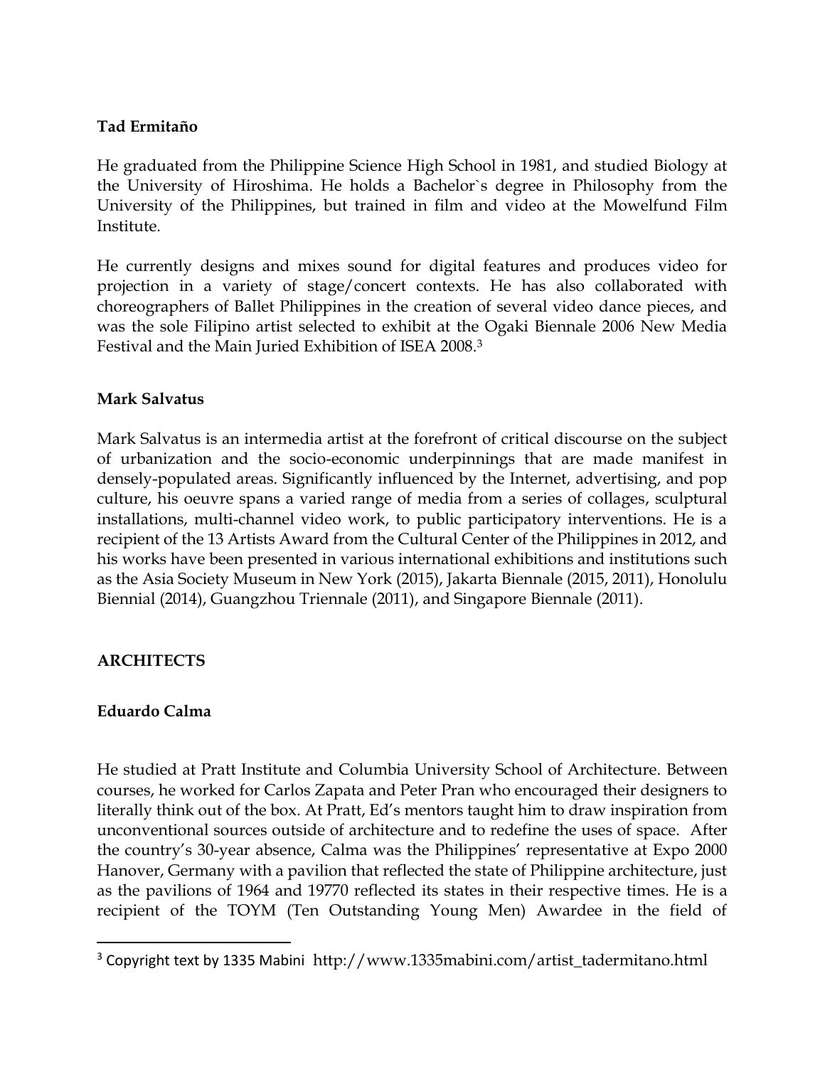**Tad Ermitaño**

He graduated from the Philippine Science High School in 1981, and studied Biology at the University of Hiroshima. He holds a Bachelor`s degree in Philosophy from the University of the Philippines, but trained in film and video at the Mowelfund Film Institute.

He currently designs and mixes sound for digital features and produces video for projection in a variety of stage/concert contexts. He has also collaborated with choreographers of Ballet Philippines in the creation of several video dance pieces, and was the sole Filipino artist selected to exhibit at the Ogaki Biennale 2006 New Media Festival and the Main Juried Exhibition of ISEA 2008.[3]

**Mark Salvatus**

Mark Salvatus is an intermedia artist at the forefront of critical discourse on the subject of urbanization and the socio-economic underpinnings that are made manifest in densely-populated areas. Significantly influenced by the Internet, advertising, and pop culture, his oeuvre spans a varied range of media from a series of collages, sculptural installations, multi-channel video work, to public participatory interventions. He is a recipient of the 13 Artists Award from the Cultural Center of the Philippines in 2012, and his works have been presented in various international exhibitions and institutions such as the Asia Society Museum in New York (2015), Jakarta Biennale (2015, 2011), Honolulu Biennial (2014), Guangzhou Triennale (2011), and Singapore Biennale (2011).

**ARCHITECTS**

**Eduardo Calma**

He studied at Pratt Institute and Columbia University School of Architecture. Between courses, he worked for Carlos Zapata and Peter Pran who encouraged their designers to literally think out of the box. At Pratt, Ed's mentors taught him to draw inspiration from unconventional sources outside of architecture and to redefine the uses of space. After the country's 30-year absence, Calma was the Philippines' representative at Expo 2000 Hanover, Germany with a pavilion that reflected the state of Philippine architecture, just as the pavilions of 1964 and 19770 reflected its states in their respective times. He is a recipient of the TOYM (Ten Outstanding Young Men) Awardee in the field of

[3] Copyright text by 1335 Mabini http://www.1335mabini.com/artist_tadermitano.html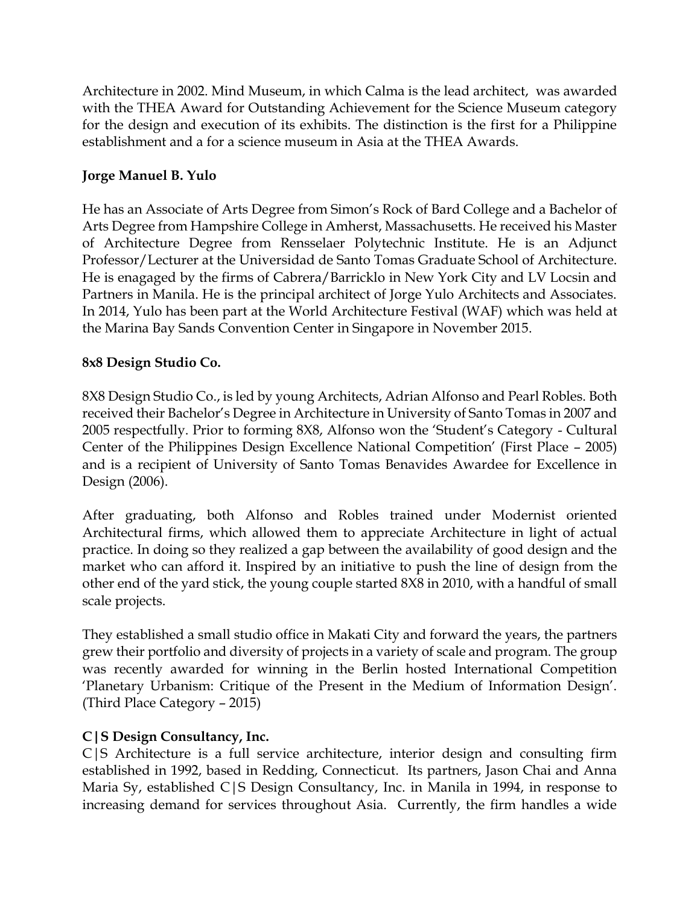Architecture in 2002. Mind Museum, in which Calma is the lead architect, was awarded with the THEA Award for Outstanding Achievement for the Science Museum category for the design and execution of its exhibits. The distinction is the first for a Philippine establishment and a for a science museum in Asia at the THEA Awards.

**Jorge Manuel B. Yulo**

He has an Associate of Arts Degree from Simon's Rock of Bard College and a Bachelor of Arts Degree from Hampshire College in Amherst, Massachusetts. He received his Master of Architecture Degree from Rensselaer Polytechnic Institute. He is an Adjunct Professor/Lecturer at the Universidad de Santo Tomas Graduate School of Architecture. He is enagaged by the firms of Cabrera/Barricklo in New York City and LV Locsin and Partners in Manila. He is the principal architect of Jorge Yulo Architects and Associates. In 2014, Yulo has been part at the World Architecture Festival (WAF) which was held at the Marina Bay Sands Convention Center in Singapore in November 2015.

**8x8 Design Studio Co.**

8X8 Design Studio Co., is led by young Architects, Adrian Alfonso and Pearl Robles. Both received their Bachelor's Degree in Architecture in University of Santo Tomas in 2007 and 2005 respectfully. Prior to forming 8X8, Alfonso won the 'Student's Category - Cultural Center of the Philippines Design Excellence National Competition' (First Place – 2005) and is a recipient of University of Santo Tomas Benavides Awardee for Excellence in Design (2006).

After graduating, both Alfonso and Robles trained under Modernist oriented Architectural firms, which allowed them to appreciate Architecture in light of actual practice. In doing so they realized a gap between the availability of good design and the market who can afford it. Inspired by an initiative to push the line of design from the other end of the yard stick, the young couple started 8X8 in 2010, with a handful of small scale projects.

They established a small studio office in Makati City and forward the years, the partners grew their portfolio and diversity of projects in a variety of scale and program. The group was recently awarded for winning in the Berlin hosted International Competition 'Planetary Urbanism: Critique of the Present in the Medium of Information Design'. (Third Place Category – 2015)

**C|S Design Consultancy, Inc.**

C|S Architecture is a full service architecture, interior design and consulting firm established in 1992, based in Redding, Connecticut. Its partners, Jason Chai and Anna Maria Sy, established C|S Design Consultancy, Inc. in Manila in 1994, in response to increasing demand for services throughout Asia. Currently, the firm handles a wide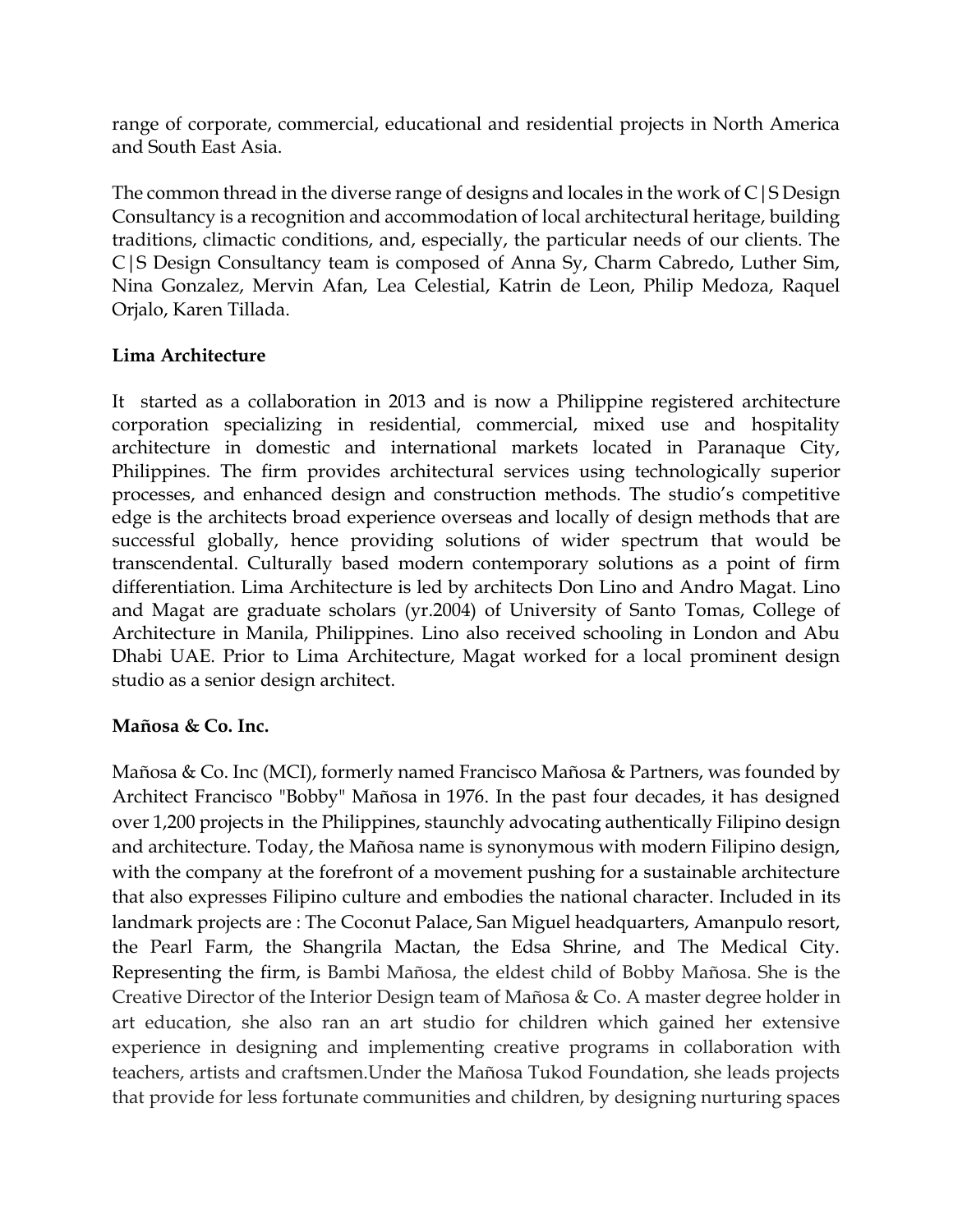range of corporate, commercial, educational and residential projects in North America and South East Asia.

The common thread in the diverse range of designs and locales in the work of C|S Design Consultancy is a recognition and accommodation of local architectural heritage, building traditions, climactic conditions, and, especially, the particular needs of our clients. The C|S Design Consultancy team is composed of Anna Sy, Charm Cabredo, Luther Sim, Nina Gonzalez, Mervin Afan, Lea Celestial, Katrin de Leon, Philip Medoza, Raquel Orjalo, Karen Tillada.

**Lima Architecture**

It started as a collaboration in 2013 and is now a Philippine registered architecture corporation specializing in residential, commercial, mixed use and hospitality architecture in domestic and international markets located in Paranaque City, Philippines. The firm provides architectural services using technologically superior processes, and enhanced design and construction methods. The studio's competitive edge is the architects broad experience overseas and locally of design methods that are successful globally, hence providing solutions of wider spectrum that would be transcendental. Culturally based modern contemporary solutions as a point of firm differentiation. Lima Architecture is led by architects Don Lino and Andro Magat. Lino and Magat are graduate scholars (yr.2004) of University of Santo Tomas, College of Architecture in Manila, Philippines. Lino also received schooling in London and Abu Dhabi UAE. Prior to Lima Architecture, Magat worked for a local prominent design studio as a senior design architect.

**Mañosa & Co. Inc.**

Mañosa & Co. Inc (MCI), formerly named Francisco Mañosa & Partners, was founded by Architect Francisco "Bobby" Mañosa in 1976. In the past four decades, it has designed over 1,200 projects in the Philippines, staunchly advocating authentically Filipino design and architecture. Today, the Mañosa name is synonymous with modern Filipino design, with the company at the forefront of a movement pushing for a sustainable architecture that also expresses Filipino culture and embodies the national character. Included in its landmark projects are : The Coconut Palace, San Miguel headquarters, Amanpulo resort, the Pearl Farm, the Shangrila Mactan, the Edsa Shrine, and The Medical City. Representing the firm, is Bambi Mañosa, the eldest child of Bobby Mañosa. She is the Creative Director of the Interior Design team of Mañosa & Co. A master degree holder in art education, she also ran an art studio for children which gained her extensive experience in designing and implementing creative programs in collaboration with teachers, artists and craftsmen.Under the Mañosa Tukod Foundation, she leads projects that provide for less fortunate communities and children, by designing nurturing spaces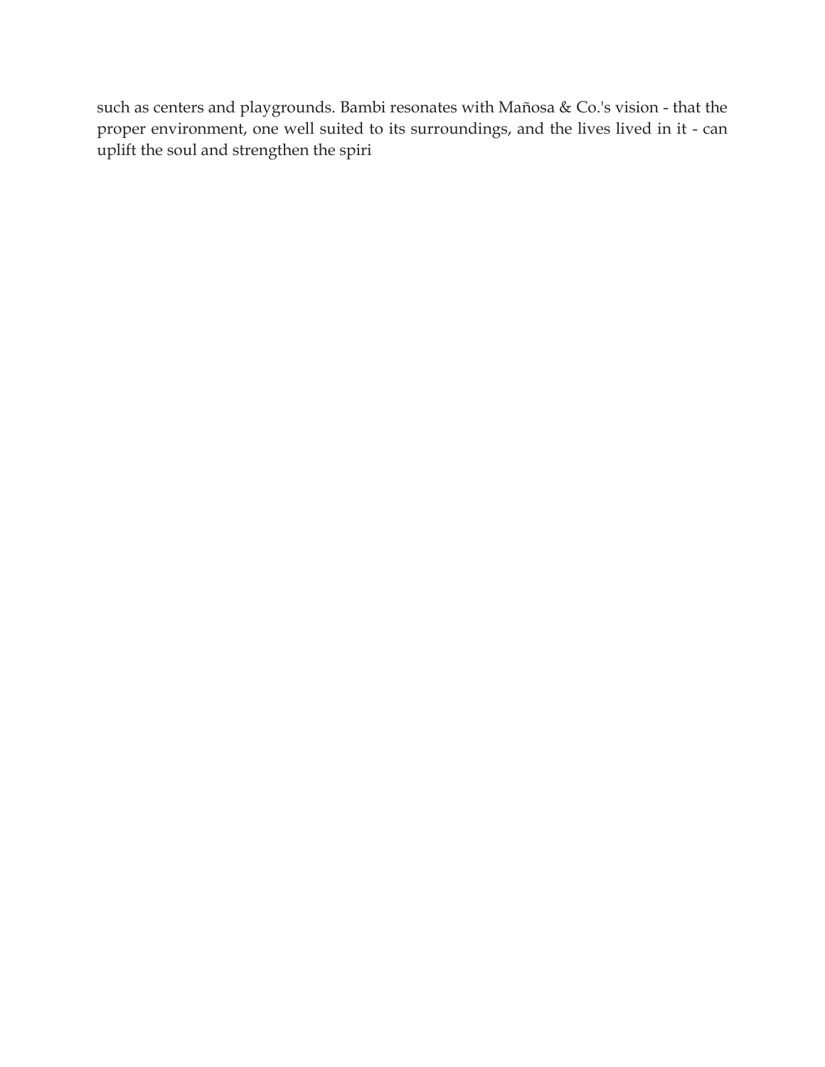such as centers and playgrounds. Bambi resonates with Mañosa & Co.'s vision - that the proper environment, one well suited to its surroundings, and the lives lived in it - can uplift the soul and strengthen the spiri